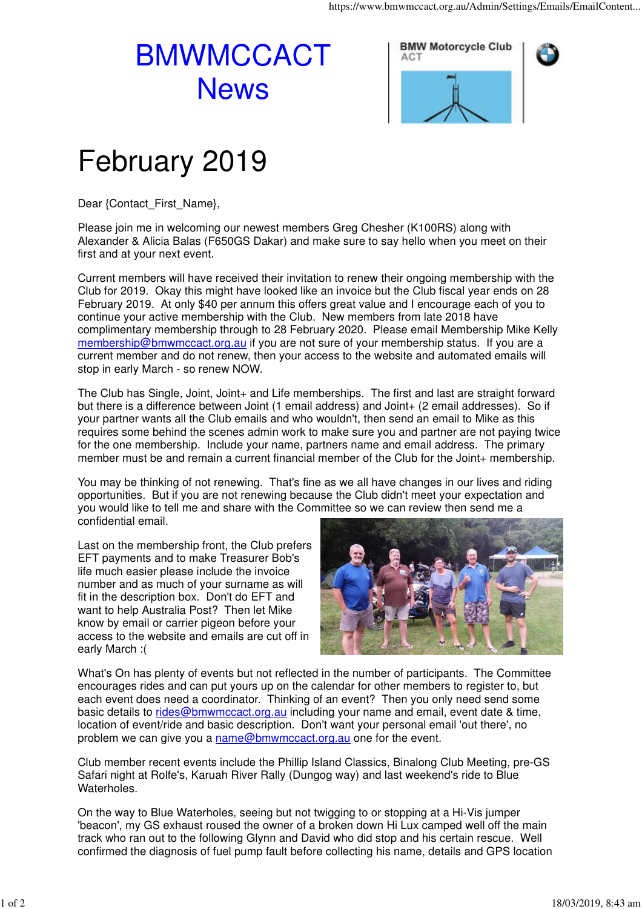# BMWMCCACT News

# February 2019

Dear {Contact_First_Name},

Please join me in welcoming our newest members Greg Chesher (K100RS) along with Alexander & Alicia Balas (F650GS Dakar) and make sure to say hello when you meet on their first and at your next event.

Current members will have received their invitation to renew their ongoing membership with the Club for 2019. Okay this might have looked like an invoice but the Club fiscal year ends on 28 February 2019. At only $40 per annum this offers great value and I encourage each of you to continue your active membership with the Club. New members from late 2018 have complimentary membership through to 28 February 2020. Please email Membership Mike Kelly membership@bmwmccact.org.au if you are not sure of your membership status. If you are a current member and do not renew, then your access to the website and automated emails will stop in early March - so renew NOW.

The Club has Single, Joint, Joint+ and Life memberships. The first and last are straight forward but there is a difference between Joint (1 email address) and Joint+ (2 email addresses). So if your partner wants all the Club emails and who wouldn't, then send an email to Mike as this requires some behind the scenes admin work to make sure you and partner are not paying twice for the one membership. Include your name, partners name and email address. The primary member must be and remain a current financial member of the Club for the Joint+ membership.

You may be thinking of not renewing. That's fine as we all have changes in our lives and riding opportunities. But if you are not renewing because the Club didn't meet your expectation and you would like to tell me and share with the Committee so we can review then send me a confidential email.

Last on the membership front, the Club prefers EFT payments and to make Treasurer Bob's life much easier please include the invoice number and as much of your surname as will fit in the description box. Don't do EFT and want to help Australia Post? Then let Mike know by email or carrier pigeon before your access to the website and emails are cut off in early March :(

What's On has plenty of events but not reflected in the number of participants. The Committee encourages rides and can put yours up on the calendar for other members to register to, but each event does need a coordinator. Thinking of an event? Then you only need send some basic details to rides@bmwmccact.org.au including your name and email, event date & time, location of event/ride and basic description. Don't want your personal email 'out there', no problem we can give you a name@bmwmccact.org.au one for the event.

Club member recent events include the Phillip Island Classics, Binalong Club Meeting, pre-GS Safari night at Rolfe's, Karuah River Rally (Dungog way) and last weekend's ride to Blue Waterholes.

On the way to Blue Waterholes, seeing but not twigging to or stopping at a Hi-Vis jumper 'beacon', my GS exhaust roused the owner of a broken down Hi Lux camped well off the main track who ran out to the following Glynn and David who did stop and his certain rescue. Well confirmed the diagnosis of fuel pump fault before collecting his name, details and GPS location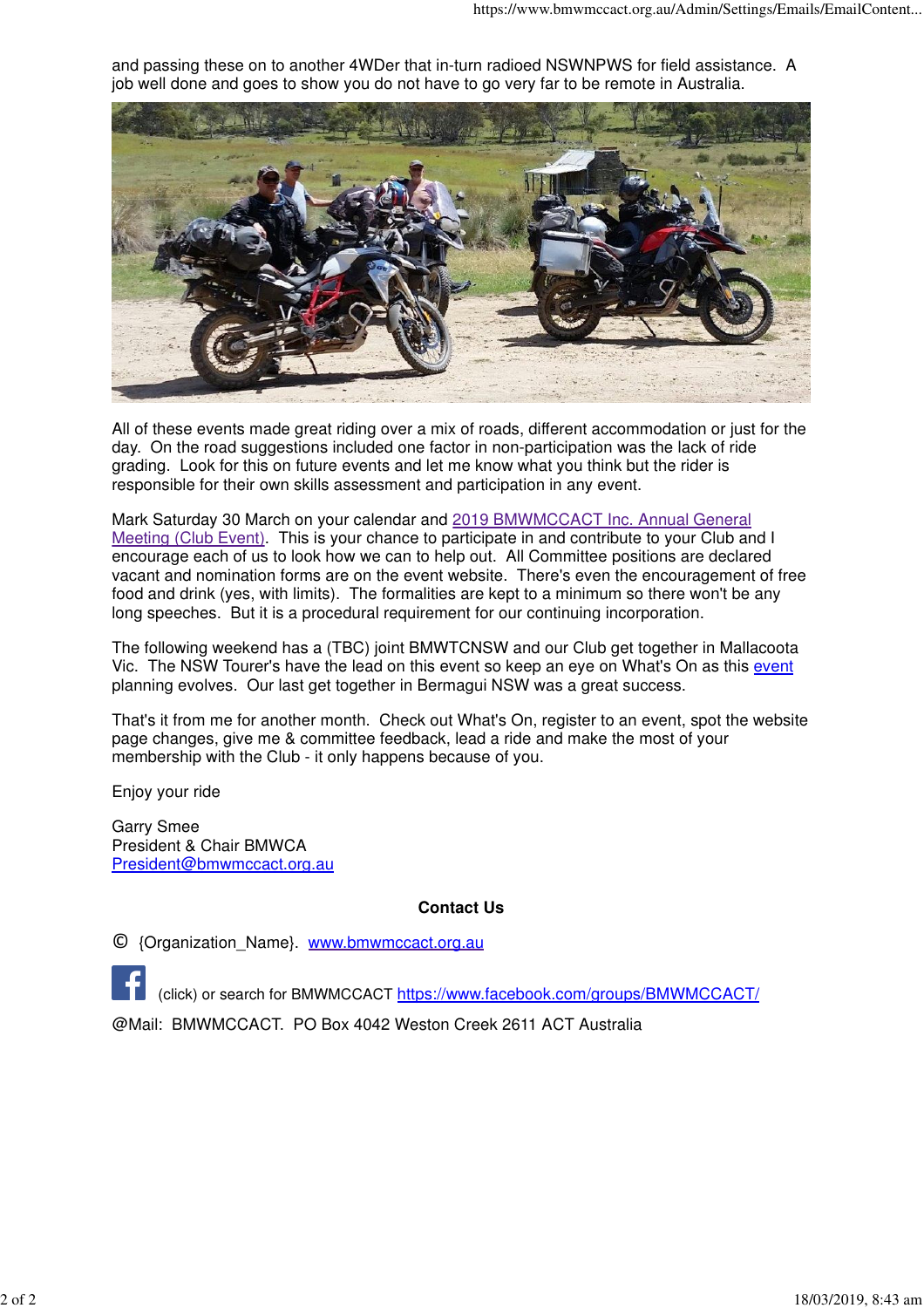and passing these on to another 4WDer that in-turn radioed NSWNPWS for field assistance. A job well done and goes to show you do not have to go very far to be remote in Australia.

All of these events made great riding over a mix of roads, different accommodation or just for the day. On the road suggestions included one factor in non-participation was the lack of ride grading. Look for this on future events and let me know what you think but the rider is responsible for their own skills assessment and participation in any event.

Mark Saturday 30 March on your calendar and [2019 BMWMCCACT Inc. Annual General Meeting (Club Event)](). This is your chance to participate in and contribute to your Club and I encourage each of us to look how we can to help out. All Committee positions are declared vacant and nomination forms are on the event website. There's even the encouragement of free food and drink (yes, with limits). The formalities are kept to a minimum so there won't be any long speeches. But it is a procedural requirement for our continuing incorporation.

The following weekend has a (TBC) joint BMWTCNSW and our Club get together in Mallacoota Vic. The NSW Tourer's have the lead on this event so keep an eye on What's On as this [event]() planning evolves. Our last get together in Bermagui NSW was a great success.

That's it from me for another month. Check out What's On, register to an event, spot the website page changes, give me & committee feedback, lead a ride and make the most of your membership with the Club - it only happens because of you.

Enjoy your ride

Garry Smee
President & Chair BMWCA
[President@bmwmccact.org.au](mailto:President@bmwmccact.org.au)

**Contact Us**

© {Organization_Name}. [www.bmwmccact.org.au](http://www.bmwmccact.org.au)

(click) or search for BMWMCCACT [https://www.facebook.com/groups/BMWMCCACT/](https://www.facebook.com/groups/BMWMCCACT/)

@Mail: BMWMCCACT. PO Box 4042 Weston Creek 2611 ACT Australia